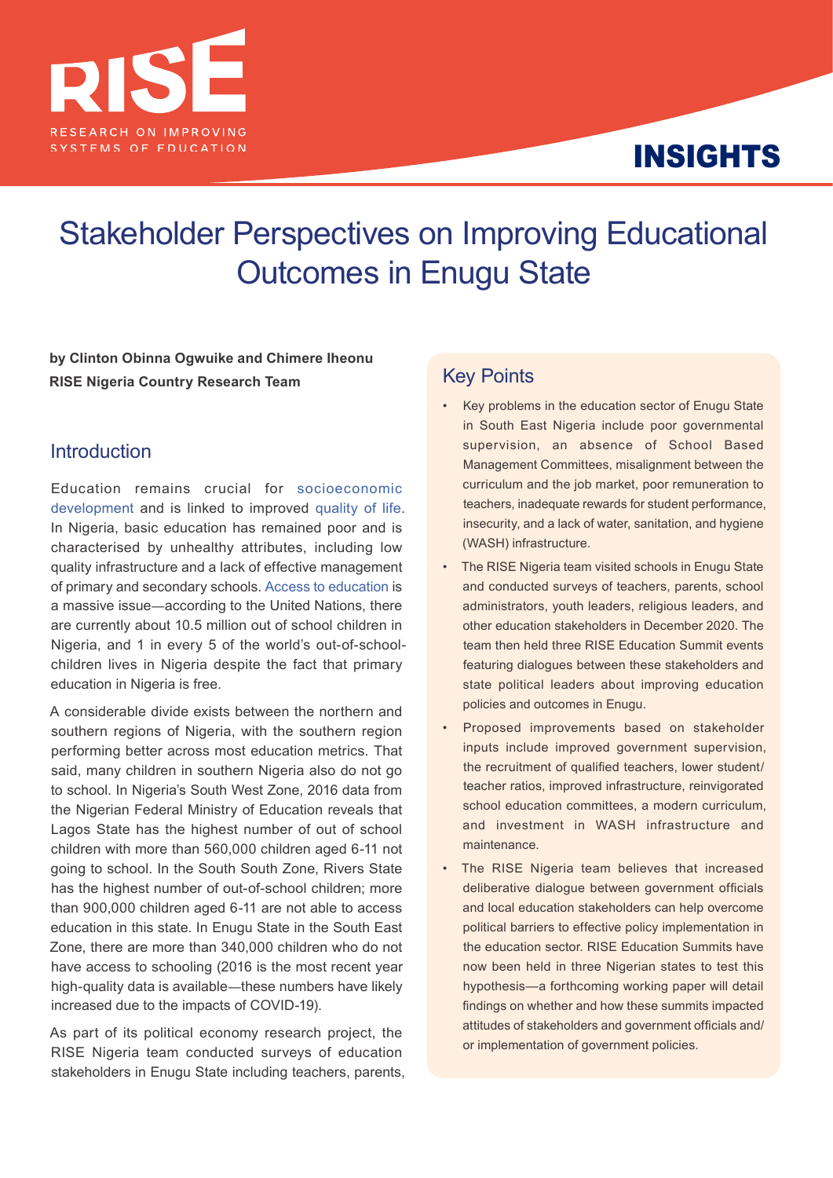RISE

RESEARCH ON IMPROVING SYSTEMS OF EDUCATION

INSIGHTS

# Stakeholder Perspectives on Improving Educational Outcomes in Enugu State

**by Clinton Obinna Ogwuike and Chimere Iheonu**
**RISE Nigeria Country Research Team**

## Key Points

- Key problems in the education sector of Enugu State in South East Nigeria include poor governmental supervision, an absence of School Based Management Committees, misalignment between the curriculum and the job market, poor remuneration to teachers, inadequate rewards for student performance, insecurity, and a lack of water, sanitation, and hygiene (WASH) infrastructure.
- The RISE Nigeria team visited schools in Enugu State and conducted surveys of teachers, parents, school administrators, youth leaders, religious leaders, and other education stakeholders in December 2020. The team then held three RISE Education Summit events featuring dialogues between these stakeholders and state political leaders about improving education policies and outcomes in Enugu.
- Proposed improvements based on stakeholder inputs include improved government supervision, the recruitment of qualified teachers, lower student/teacher ratios, improved infrastructure, reinvigorated school education committees, a modern curriculum, and investment in WASH infrastructure and maintenance.
- The RISE Nigeria team believes that increased deliberative dialogue between government officials and local education stakeholders can help overcome political barriers to effective policy implementation in the education sector. RISE Education Summits have now been held in three Nigerian states to test this hypothesis—a forthcoming working paper will detail findings on whether and how these summits impacted attitudes of stakeholders and government officials and/or implementation of government policies.

## Introduction

Education remains crucial for socioeconomic development and is linked to improved quality of life. In Nigeria, basic education has remained poor and is characterised by unhealthy attributes, including low quality infrastructure and a lack of effective management of primary and secondary schools. Access to education is a massive issue—according to the United Nations, there are currently about 10.5 million out of school children in Nigeria, and 1 in every 5 of the world's out-of-school-children lives in Nigeria despite the fact that primary education in Nigeria is free.

A considerable divide exists between the northern and southern regions of Nigeria, with the southern region performing better across most education metrics. That said, many children in southern Nigeria also do not go to school. In Nigeria's South West Zone, 2016 data from the Nigerian Federal Ministry of Education reveals that Lagos State has the highest number of out of school children with more than 560,000 children aged 6-11 not going to school. In the South South Zone, Rivers State has the highest number of out-of-school children; more than 900,000 children aged 6-11 are not able to access education in this state. In Enugu State in the South East Zone, there are more than 340,000 children who do not have access to schooling (2016 is the most recent year high-quality data is available—these numbers have likely increased due to the impacts of COVID-19).

As part of its political economy research project, the RISE Nigeria team conducted surveys of education stakeholders in Enugu State including teachers, parents,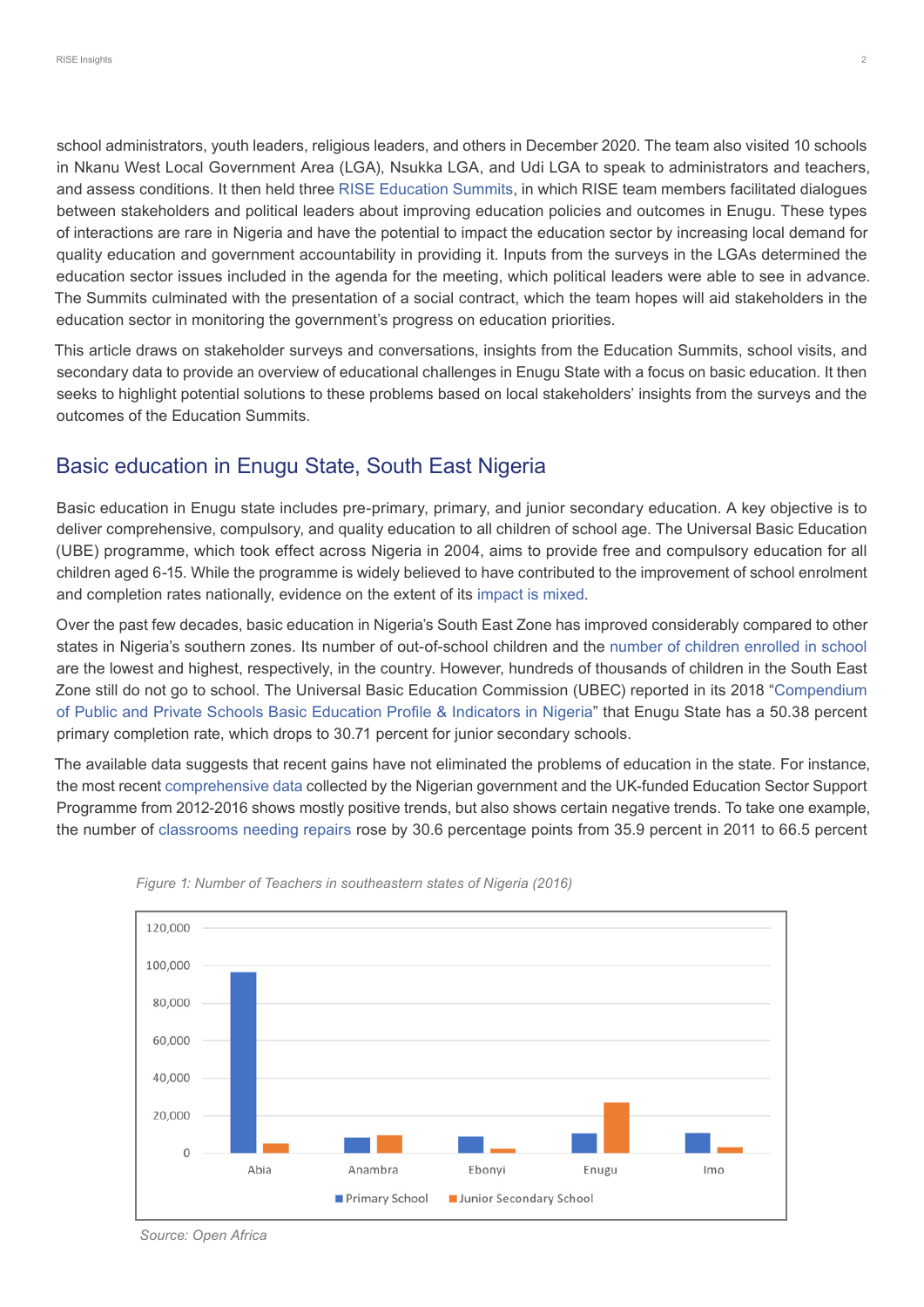school administrators, youth leaders, religious leaders, and others in December 2020. The team also visited 10 schools in Nkanu West Local Government Area (LGA), Nsukka LGA, and Udi LGA to speak to administrators and teachers, and assess conditions. It then held three RISE Education Summits, in which RISE team members facilitated dialogues between stakeholders and political leaders about improving education policies and outcomes in Enugu. These types of interactions are rare in Nigeria and have the potential to impact the education sector by increasing local demand for quality education and government accountability in providing it. Inputs from the surveys in the LGAs determined the education sector issues included in the agenda for the meeting, which political leaders were able to see in advance. The Summits culminated with the presentation of a social contract, which the team hopes will aid stakeholders in the education sector in monitoring the government's progress on education priorities.

This article draws on stakeholder surveys and conversations, insights from the Education Summits, school visits, and secondary data to provide an overview of educational challenges in Enugu State with a focus on basic education. It then seeks to highlight potential solutions to these problems based on local stakeholders' insights from the surveys and the outcomes of the Education Summits.

## Basic education in Enugu State, South East Nigeria

Basic education in Enugu state includes pre-primary, primary, and junior secondary education. A key objective is to deliver comprehensive, compulsory, and quality education to all children of school age. The Universal Basic Education (UBE) programme, which took effect across Nigeria in 2004, aims to provide free and compulsory education for all children aged 6-15. While the programme is widely believed to have contributed to the improvement of school enrolment and completion rates nationally, evidence on the extent of its impact is mixed.

Over the past few decades, basic education in Nigeria's South East Zone has improved considerably compared to other states in Nigeria's southern zones. Its number of out-of-school children and the number of children enrolled in school are the lowest and highest, respectively, in the country. However, hundreds of thousands of children in the South East Zone still do not go to school. The Universal Basic Education Commission (UBEC) reported in its 2018 "Compendium of Public and Private Schools Basic Education Profile & Indicators in Nigeria" that Enugu State has a 50.38 percent primary completion rate, which drops to 30.71 percent for junior secondary schools.

The available data suggests that recent gains have not eliminated the problems of education in the state. For instance, the most recent comprehensive data collected by the Nigerian government and the UK-funded Education Sector Support Programme from 2012-2016 shows mostly positive trends, but also shows certain negative trends. To take one example, the number of classrooms needing repairs rose by 30.6 percentage points from 35.9 percent in 2011 to 66.5 percent

*Figure 1: Number of Teachers in southeastern states of Nigeria (2016)*

*Source: Open Africa*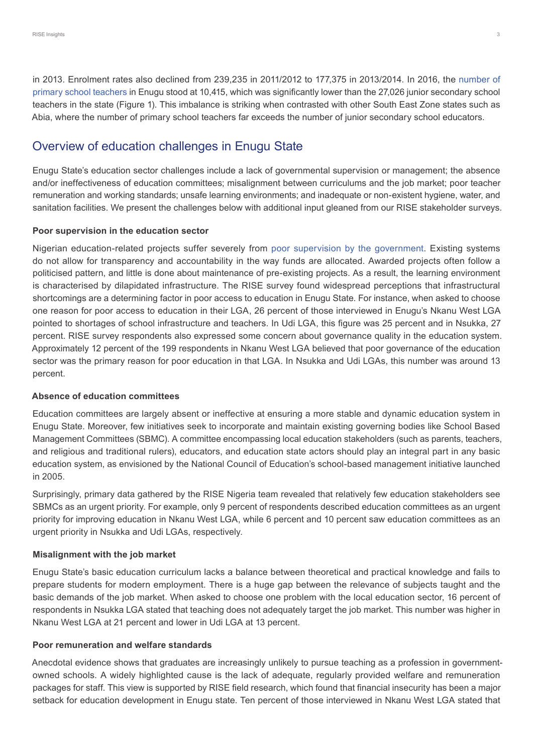in 2013. Enrolment rates also declined from 239,235 in 2011/2012 to 177,375 in 2013/2014. In 2016, the number of primary school teachers in Enugu stood at 10,415, which was significantly lower than the 27,026 junior secondary school teachers in the state (Figure 1). This imbalance is striking when contrasted with other South East Zone states such as Abia, where the number of primary school teachers far exceeds the number of junior secondary school educators.

## Overview of education challenges in Enugu State

Enugu State's education sector challenges include a lack of governmental supervision or management; the absence and/or ineffectiveness of education committees; misalignment between curriculums and the job market; poor teacher remuneration and working standards; unsafe learning environments; and inadequate or non-existent hygiene, water, and sanitation facilities. We present the challenges below with additional input gleaned from our RISE stakeholder surveys.

### Poor supervision in the education sector

Nigerian education-related projects suffer severely from poor supervision by the government. Existing systems do not allow for transparency and accountability in the way funds are allocated. Awarded projects often follow a politicised pattern, and little is done about maintenance of pre-existing projects. As a result, the learning environment is characterised by dilapidated infrastructure. The RISE survey found widespread perceptions that infrastructural shortcomings are a determining factor in poor access to education in Enugu State. For instance, when asked to choose one reason for poor access to education in their LGA, 26 percent of those interviewed in Enugu's Nkanu West LGA pointed to shortages of school infrastructure and teachers. In Udi LGA, this figure was 25 percent and in Nsukka, 27 percent. RISE survey respondents also expressed some concern about governance quality in the education system. Approximately 12 percent of the 199 respondents in Nkanu West LGA believed that poor governance of the education sector was the primary reason for poor education in that LGA. In Nsukka and Udi LGAs, this number was around 13 percent.

### Absence of education committees

Education committees are largely absent or ineffective at ensuring a more stable and dynamic education system in Enugu State. Moreover, few initiatives seek to incorporate and maintain existing governing bodies like School Based Management Committees (SBMC). A committee encompassing local education stakeholders (such as parents, teachers, and religious and traditional rulers), educators, and education state actors should play an integral part in any basic education system, as envisioned by the National Council of Education's school-based management initiative launched in 2005.

Surprisingly, primary data gathered by the RISE Nigeria team revealed that relatively few education stakeholders see SBMCs as an urgent priority. For example, only 9 percent of respondents described education committees as an urgent priority for improving education in Nkanu West LGA, while 6 percent and 10 percent saw education committees as an urgent priority in Nsukka and Udi LGAs, respectively.

### Misalignment with the job market

Enugu State's basic education curriculum lacks a balance between theoretical and practical knowledge and fails to prepare students for modern employment. There is a huge gap between the relevance of subjects taught and the basic demands of the job market. When asked to choose one problem with the local education sector, 16 percent of respondents in Nsukka LGA stated that teaching does not adequately target the job market. This number was higher in Nkanu West LGA at 21 percent and lower in Udi LGA at 13 percent.

### Poor remuneration and welfare standards

Anecdotal evidence shows that graduates are increasingly unlikely to pursue teaching as a profession in government-owned schools. A widely highlighted cause is the lack of adequate, regularly provided welfare and remuneration packages for staff. This view is supported by RISE field research, which found that financial insecurity has been a major setback for education development in Enugu state. Ten percent of those interviewed in Nkanu West LGA stated that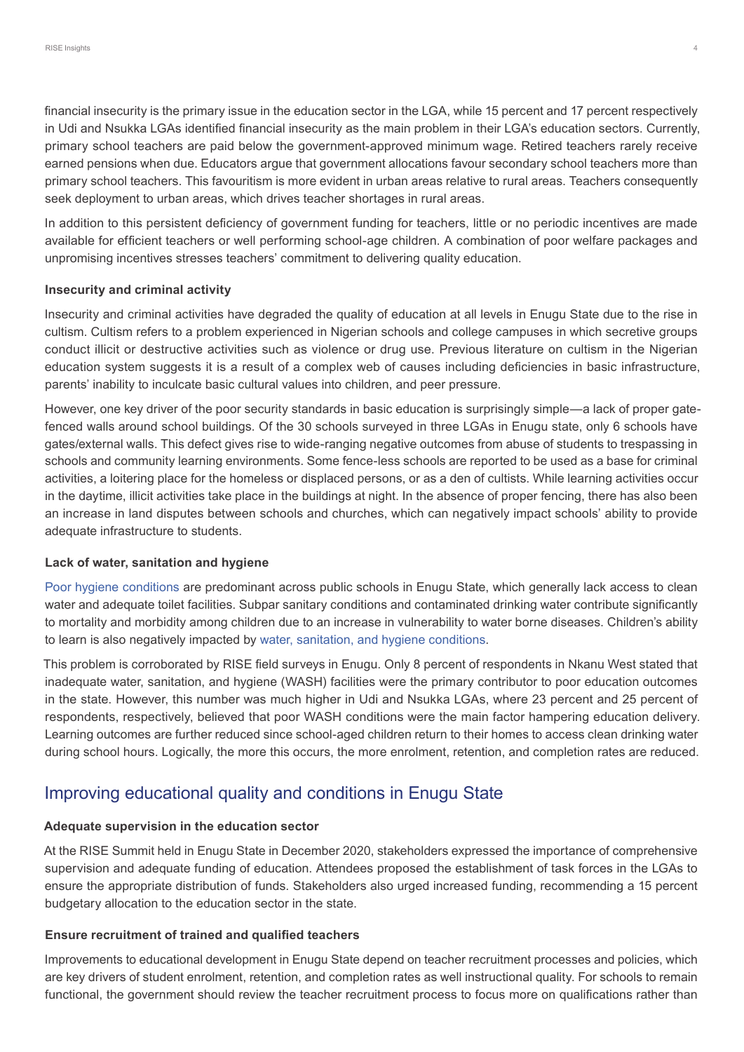financial insecurity is the primary issue in the education sector in the LGA, while 15 percent and 17 percent respectively in Udi and Nsukka LGAs identified financial insecurity as the main problem in their LGA's education sectors. Currently, primary school teachers are paid below the government-approved minimum wage. Retired teachers rarely receive earned pensions when due. Educators argue that government allocations favour secondary school teachers more than primary school teachers. This favouritism is more evident in urban areas relative to rural areas. Teachers consequently seek deployment to urban areas, which drives teacher shortages in rural areas.

In addition to this persistent deficiency of government funding for teachers, little or no periodic incentives are made available for efficient teachers or well performing school-age children. A combination of poor welfare packages and unpromising incentives stresses teachers' commitment to delivering quality education.

### Insecurity and criminal activity

Insecurity and criminal activities have degraded the quality of education at all levels in Enugu State due to the rise in cultism. Cultism refers to a problem experienced in Nigerian schools and college campuses in which secretive groups conduct illicit or destructive activities such as violence or drug use. Previous literature on cultism in the Nigerian education system suggests it is a result of a complex web of causes including deficiencies in basic infrastructure, parents' inability to inculcate basic cultural values into children, and peer pressure.

However, one key driver of the poor security standards in basic education is surprisingly simple—a lack of proper gate-fenced walls around school buildings. Of the 30 schools surveyed in three LGAs in Enugu state, only 6 schools have gates/external walls. This defect gives rise to wide-ranging negative outcomes from abuse of students to trespassing in schools and community learning environments. Some fence-less schools are reported to be used as a base for criminal activities, a loitering place for the homeless or displaced persons, or as a den of cultists. While learning activities occur in the daytime, illicit activities take place in the buildings at night. In the absence of proper fencing, there has also been an increase in land disputes between schools and churches, which can negatively impact schools' ability to provide adequate infrastructure to students.

### Lack of water, sanitation and hygiene

Poor hygiene conditions are predominant across public schools in Enugu State, which generally lack access to clean water and adequate toilet facilities. Subpar sanitary conditions and contaminated drinking water contribute significantly to mortality and morbidity among children due to an increase in vulnerability to water borne diseases. Children's ability to learn is also negatively impacted by water, sanitation, and hygiene conditions.

This problem is corroborated by RISE field surveys in Enugu. Only 8 percent of respondents in Nkanu West stated that inadequate water, sanitation, and hygiene (WASH) facilities were the primary contributor to poor education outcomes in the state. However, this number was much higher in Udi and Nsukka LGAs, where 23 percent and 25 percent of respondents, respectively, believed that poor WASH conditions were the main factor hampering education delivery. Learning outcomes are further reduced since school-aged children return to their homes to access clean drinking water during school hours. Logically, the more this occurs, the more enrolment, retention, and completion rates are reduced.

## Improving educational quality and conditions in Enugu State

### Adequate supervision in the education sector

At the RISE Summit held in Enugu State in December 2020, stakeholders expressed the importance of comprehensive supervision and adequate funding of education. Attendees proposed the establishment of task forces in the LGAs to ensure the appropriate distribution of funds. Stakeholders also urged increased funding, recommending a 15 percent budgetary allocation to the education sector in the state.

### Ensure recruitment of trained and qualified teachers

Improvements to educational development in Enugu State depend on teacher recruitment processes and policies, which are key drivers of student enrolment, retention, and completion rates as well instructional quality. For schools to remain functional, the government should review the teacher recruitment process to focus more on qualifications rather than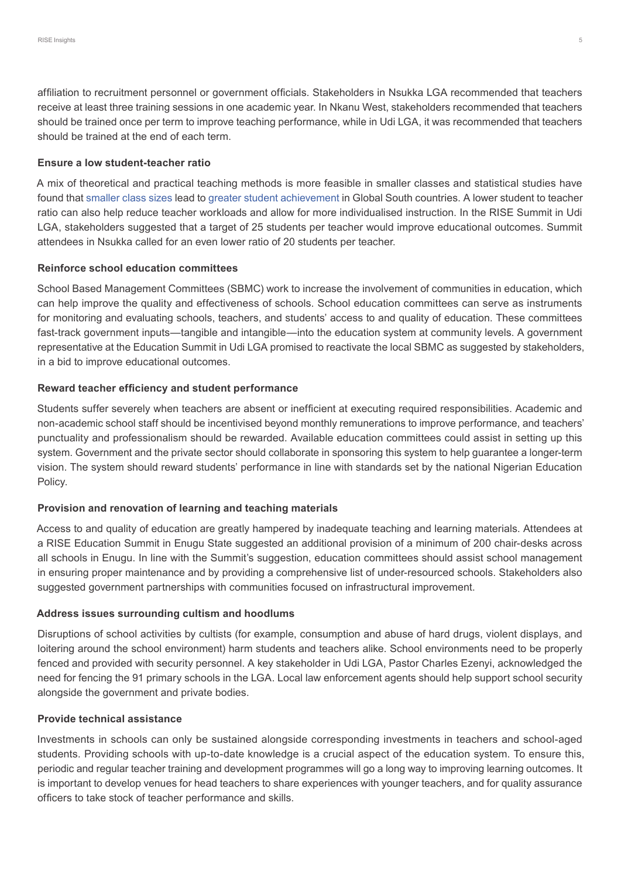affiliation to recruitment personnel or government officials. Stakeholders in Nsukka LGA recommended that teachers receive at least three training sessions in one academic year. In Nkanu West, stakeholders recommended that teachers should be trained once per term to improve teaching performance, while in Udi LGA, it was recommended that teachers should be trained at the end of each term.

**Ensure a low student-teacher ratio**

A mix of theoretical and practical teaching methods is more feasible in smaller classes and statistical studies have found that smaller class sizes lead to greater student achievement in Global South countries. A lower student to teacher ratio can also help reduce teacher workloads and allow for more individualised instruction. In the RISE Summit in Udi LGA, stakeholders suggested that a target of 25 students per teacher would improve educational outcomes. Summit attendees in Nsukka called for an even lower ratio of 20 students per teacher.

**Reinforce school education committees**

School Based Management Committees (SBMC) work to increase the involvement of communities in education, which can help improve the quality and effectiveness of schools. School education committees can serve as instruments for monitoring and evaluating schools, teachers, and students' access to and quality of education. These committees fast-track government inputs—tangible and intangible—into the education system at community levels. A government representative at the Education Summit in Udi LGA promised to reactivate the local SBMC as suggested by stakeholders, in a bid to improve educational outcomes.

**Reward teacher efficiency and student performance**

Students suffer severely when teachers are absent or inefficient at executing required responsibilities. Academic and non-academic school staff should be incentivised beyond monthly remunerations to improve performance, and teachers' punctuality and professionalism should be rewarded. Available education committees could assist in setting up this system. Government and the private sector should collaborate in sponsoring this system to help guarantee a longer-term vision. The system should reward students' performance in line with standards set by the national Nigerian Education Policy.

**Provision and renovation of learning and teaching materials**

Access to and quality of education are greatly hampered by inadequate teaching and learning materials. Attendees at a RISE Education Summit in Enugu State suggested an additional provision of a minimum of 200 chair-desks across all schools in Enugu. In line with the Summit's suggestion, education committees should assist school management in ensuring proper maintenance and by providing a comprehensive list of under-resourced schools. Stakeholders also suggested government partnerships with communities focused on infrastructural improvement.

**Address issues surrounding cultism and hoodlums**

Disruptions of school activities by cultists (for example, consumption and abuse of hard drugs, violent displays, and loitering around the school environment) harm students and teachers alike. School environments need to be properly fenced and provided with security personnel. A key stakeholder in Udi LGA, Pastor Charles Ezenyi, acknowledged the need for fencing the 91 primary schools in the LGA. Local law enforcement agents should help support school security alongside the government and private bodies.

**Provide technical assistance**

Investments in schools can only be sustained alongside corresponding investments in teachers and school-aged students. Providing schools with up-to-date knowledge is a crucial aspect of the education system. To ensure this, periodic and regular teacher training and development programmes will go a long way to improving learning outcomes. It is important to develop venues for head teachers to share experiences with younger teachers, and for quality assurance officers to take stock of teacher performance and skills.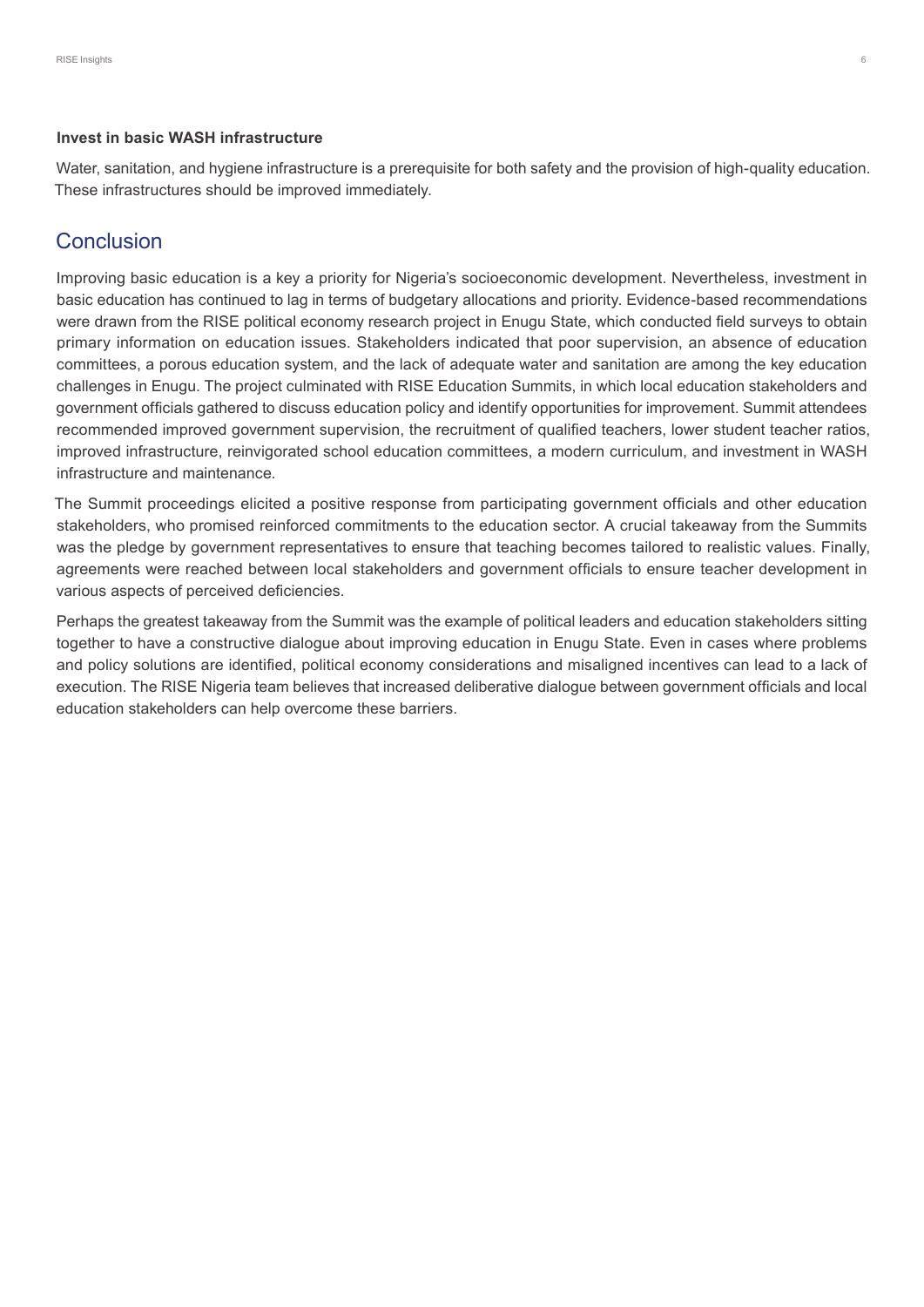**Invest in basic WASH infrastructure**

Water, sanitation, and hygiene infrastructure is a prerequisite for both safety and the provision of high-quality education. These infrastructures should be improved immediately.

## Conclusion

Improving basic education is a key a priority for Nigeria's socioeconomic development. Nevertheless, investment in basic education has continued to lag in terms of budgetary allocations and priority. Evidence-based recommendations were drawn from the RISE political economy research project in Enugu State, which conducted field surveys to obtain primary information on education issues. Stakeholders indicated that poor supervision, an absence of education committees, a porous education system, and the lack of adequate water and sanitation are among the key education challenges in Enugu. The project culminated with RISE Education Summits, in which local education stakeholders and government officials gathered to discuss education policy and identify opportunities for improvement. Summit attendees recommended improved government supervision, the recruitment of qualified teachers, lower student teacher ratios, improved infrastructure, reinvigorated school education committees, a modern curriculum, and investment in WASH infrastructure and maintenance.

The Summit proceedings elicited a positive response from participating government officials and other education stakeholders, who promised reinforced commitments to the education sector. A crucial takeaway from the Summits was the pledge by government representatives to ensure that teaching becomes tailored to realistic values. Finally, agreements were reached between local stakeholders and government officials to ensure teacher development in various aspects of perceived deficiencies.

Perhaps the greatest takeaway from the Summit was the example of political leaders and education stakeholders sitting together to have a constructive dialogue about improving education in Enugu State. Even in cases where problems and policy solutions are identified, political economy considerations and misaligned incentives can lead to a lack of execution. The RISE Nigeria team believes that increased deliberative dialogue between government officials and local education stakeholders can help overcome these barriers.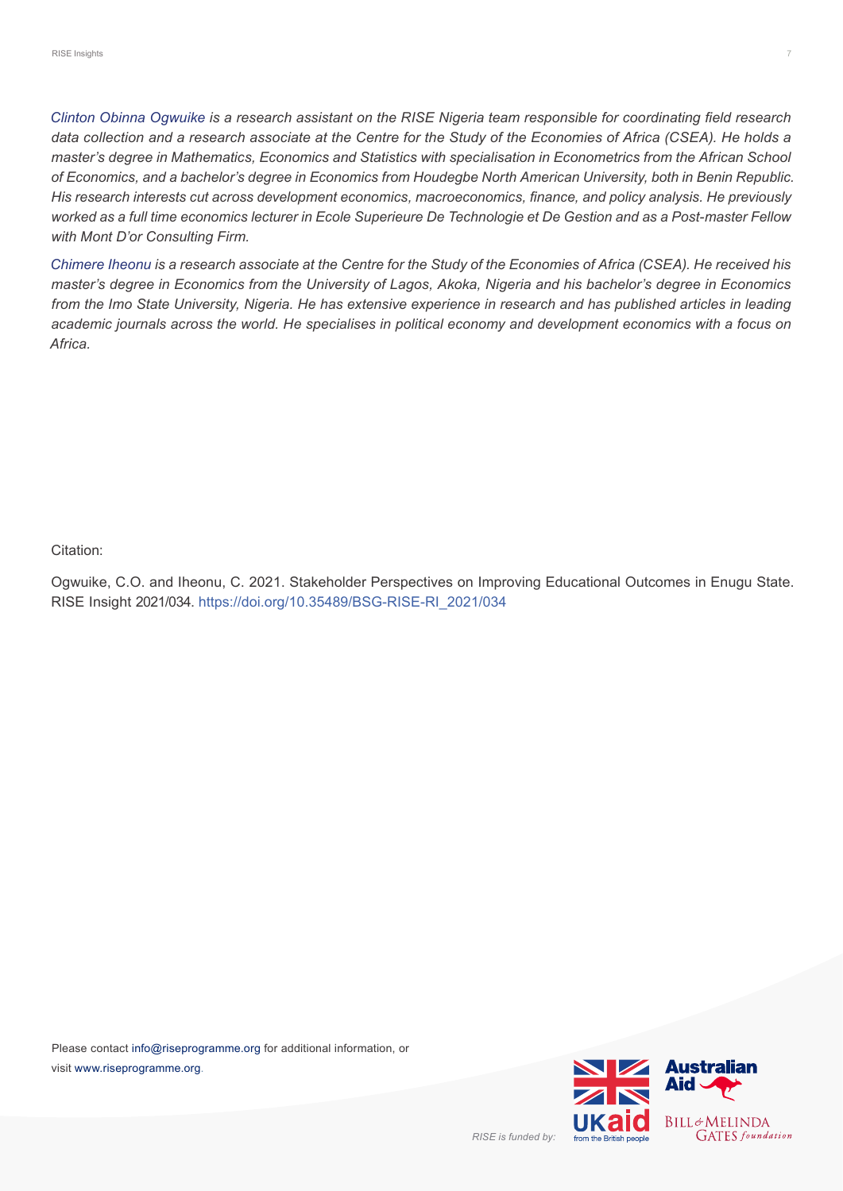*Clinton Obinna Ogwuike is a research assistant on the RISE Nigeria team responsible for coordinating field research data collection and a research associate at the Centre for the Study of the Economies of Africa (CSEA). He holds a master's degree in Mathematics, Economics and Statistics with specialisation in Econometrics from the African School of Economics, and a bachelor's degree in Economics from Houdegbe North American University, both in Benin Republic. His research interests cut across development economics, macroeconomics, finance, and policy analysis. He previously worked as a full time economics lecturer in Ecole Superieure De Technologie et De Gestion and as a Post-master Fellow with Mont D'or Consulting Firm.*

*Chimere Iheonu is a research associate at the Centre for the Study of the Economies of Africa (CSEA). He received his master's degree in Economics from the University of Lagos, Akoka, Nigeria and his bachelor's degree in Economics from the Imo State University, Nigeria. He has extensive experience in research and has published articles in leading academic journals across the world. He specialises in political economy and development economics with a focus on Africa.*

Citation:

Ogwuike, C.O. and Iheonu, C. 2021. Stakeholder Perspectives on Improving Educational Outcomes in Enugu State. RISE Insight 2021/034. https://doi.org/10.35489/BSG-RISE-RI_2021/034

Please contact info@riseprogramme.org for additional information, or visit www.riseprogramme.org.

*RISE is funded by:*

UK aid from the British people

Australian Aid

Bill & Melinda Gates foundation